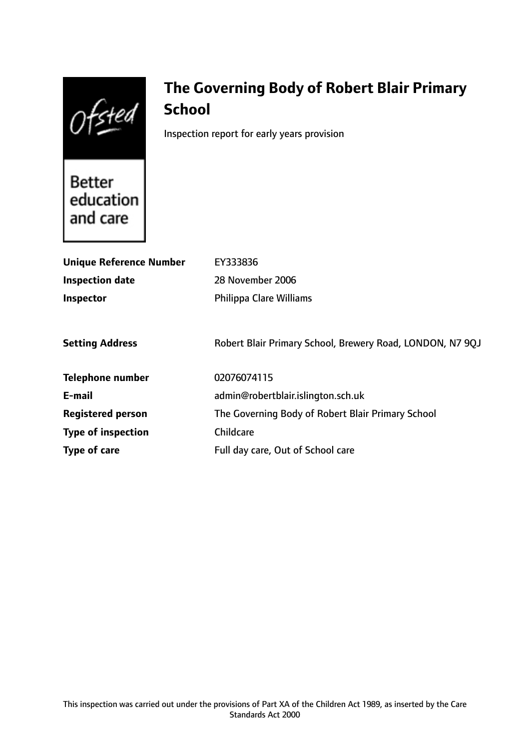# The Governing Body of Robert Blair Primary School

Inspection report for early years provision

| | |
|---|---|
| **Unique Reference Number** | EY333836 |
| **Inspection date** | 28 November 2006 |
| **Inspector** | Philippa Clare Williams |
| | |
| **Setting Address** | Robert Blair Primary School, Brewery Road, LONDON, N7 9QJ |
| | |
| **Telephone number** | 02076074115 |
| **E-mail** | admin@robertblair.islington.sch.uk |
| **Registered person** | The Governing Body of Robert Blair Primary School |
| **Type of inspection** | Childcare |
| **Type of care** | Full day care, Out of School care |

This inspection was carried out under the provisions of Part XA of the Children Act 1989, as inserted by the Care Standards Act 2000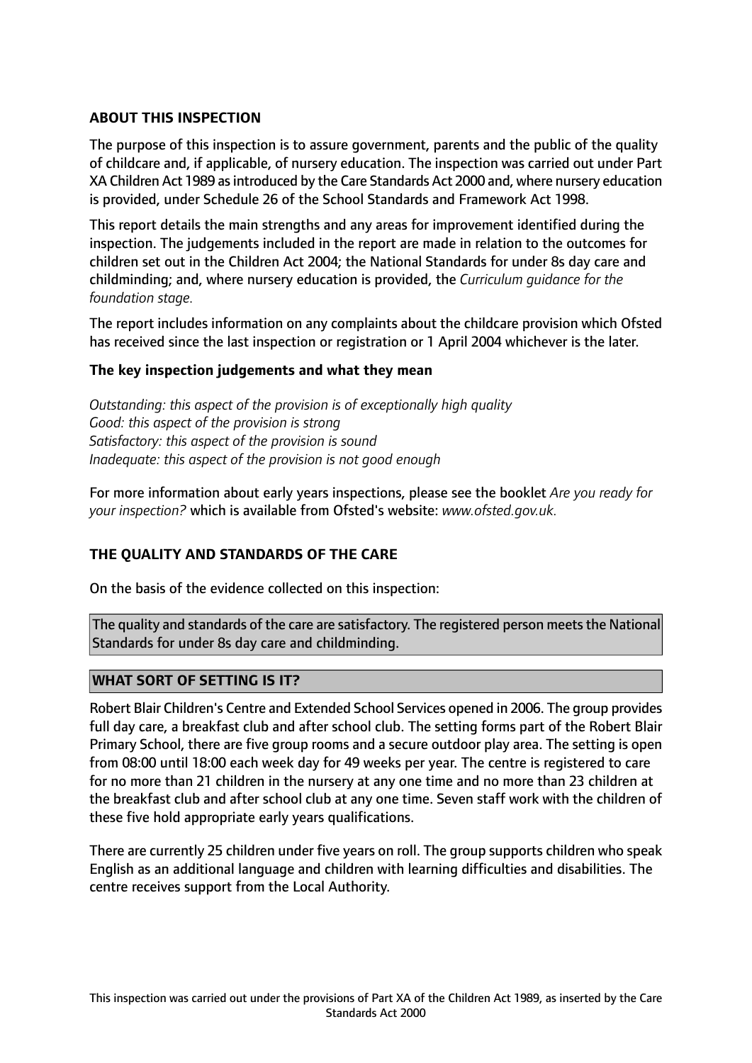## ABOUT THIS INSPECTION

The purpose of this inspection is to assure government, parents and the public of the quality of childcare and, if applicable, of nursery education. The inspection was carried out under Part XA Children Act 1989 as introduced by the Care Standards Act 2000 and, where nursery education is provided, under Schedule 26 of the School Standards and Framework Act 1998.

This report details the main strengths and any areas for improvement identified during the inspection. The judgements included in the report are made in relation to the outcomes for children set out in the Children Act 2004; the National Standards for under 8s day care and childminding; and, where nursery education is provided, the *Curriculum guidance for the foundation stage.*

The report includes information on any complaints about the childcare provision which Ofsted has received since the last inspection or registration or 1 April 2004 whichever is the later.

### The key inspection judgements and what they mean

*Outstanding: this aspect of the provision is of exceptionally high quality*
*Good: this aspect of the provision is strong*
*Satisfactory: this aspect of the provision is sound*
*Inadequate: this aspect of the provision is not good enough*

For more information about early years inspections, please see the booklet *Are you ready for your inspection?* which is available from Ofsted's website: *www.ofsted.gov.uk.*

## THE QUALITY AND STANDARDS OF THE CARE

On the basis of the evidence collected on this inspection:

The quality and standards of the care are satisfactory. The registered person meets the National Standards for under 8s day care and childminding.

## WHAT SORT OF SETTING IS IT?

Robert Blair Children's Centre and Extended School Services opened in 2006. The group provides full day care, a breakfast club and after school club. The setting forms part of the Robert Blair Primary School, there are five group rooms and a secure outdoor play area. The setting is open from 08:00 until 18:00 each week day for 49 weeks per year. The centre is registered to care for no more than 21 children in the nursery at any one time and no more than 23 children at the breakfast club and after school club at any one time. Seven staff work with the children of these five hold appropriate early years qualifications.

There are currently 25 children under five years on roll. The group supports children who speak English as an additional language and children with learning difficulties and disabilities. The centre receives support from the Local Authority.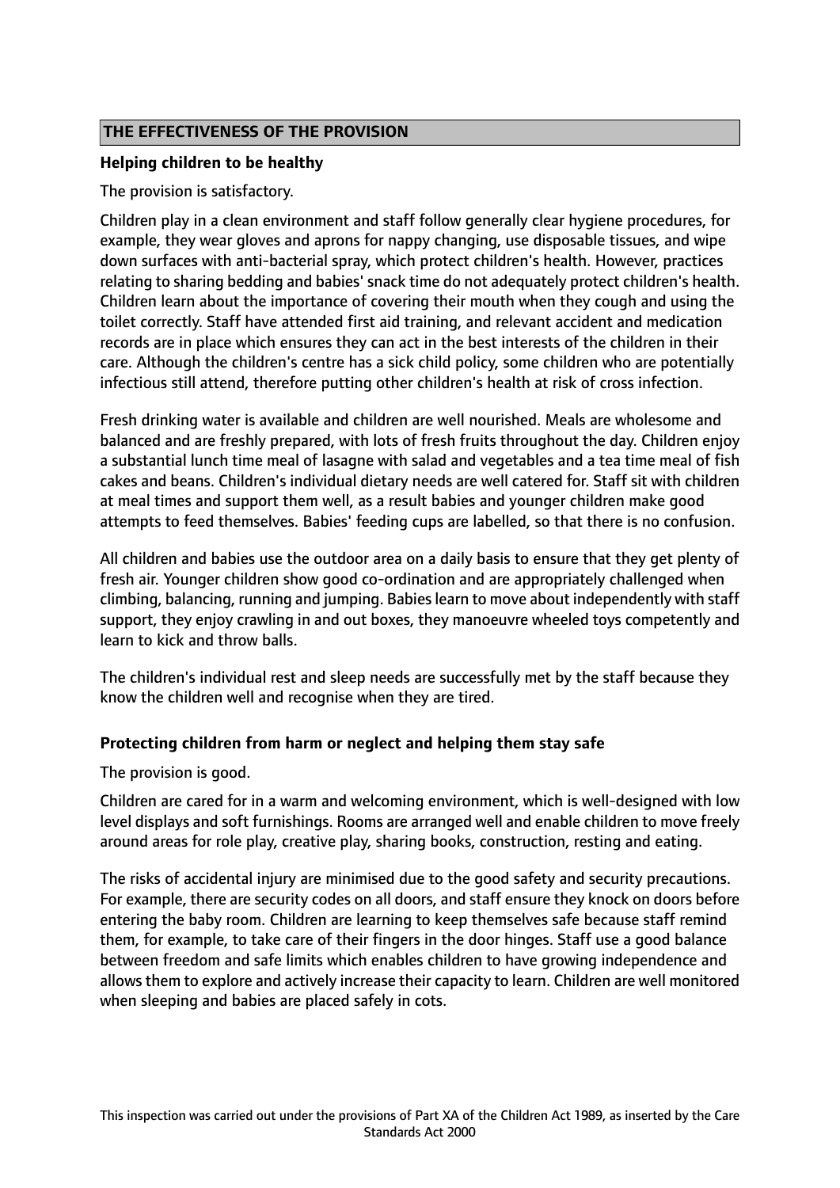## THE EFFECTIVENESS OF THE PROVISION

### Helping children to be healthy

The provision is satisfactory.

Children play in a clean environment and staff follow generally clear hygiene procedures, for example, they wear gloves and aprons for nappy changing, use disposable tissues, and wipe down surfaces with anti-bacterial spray, which protect children's health. However, practices relating to sharing bedding and babies' snack time do not adequately protect children's health. Children learn about the importance of covering their mouth when they cough and using the toilet correctly. Staff have attended first aid training, and relevant accident and medication records are in place which ensures they can act in the best interests of the children in their care. Although the children's centre has a sick child policy, some children who are potentially infectious still attend, therefore putting other children's health at risk of cross infection.

Fresh drinking water is available and children are well nourished. Meals are wholesome and balanced and are freshly prepared, with lots of fresh fruits throughout the day. Children enjoy a substantial lunch time meal of lasagne with salad and vegetables and a tea time meal of fish cakes and beans. Children's individual dietary needs are well catered for. Staff sit with children at meal times and support them well, as a result babies and younger children make good attempts to feed themselves. Babies' feeding cups are labelled, so that there is no confusion.

All children and babies use the outdoor area on a daily basis to ensure that they get plenty of fresh air. Younger children show good co-ordination and are appropriately challenged when climbing, balancing, running and jumping. Babies learn to move about independently with staff support, they enjoy crawling in and out boxes, they manoeuvre wheeled toys competently and learn to kick and throw balls.

The children's individual rest and sleep needs are successfully met by the staff because they know the children well and recognise when they are tired.

### Protecting children from harm or neglect and helping them stay safe

The provision is good.

Children are cared for in a warm and welcoming environment, which is well-designed with low level displays and soft furnishings. Rooms are arranged well and enable children to move freely around areas for role play, creative play, sharing books, construction, resting and eating.

The risks of accidental injury are minimised due to the good safety and security precautions. For example, there are security codes on all doors, and staff ensure they knock on doors before entering the baby room. Children are learning to keep themselves safe because staff remind them, for example, to take care of their fingers in the door hinges. Staff use a good balance between freedom and safe limits which enables children to have growing independence and allows them to explore and actively increase their capacity to learn. Children are well monitored when sleeping and babies are placed safely in cots.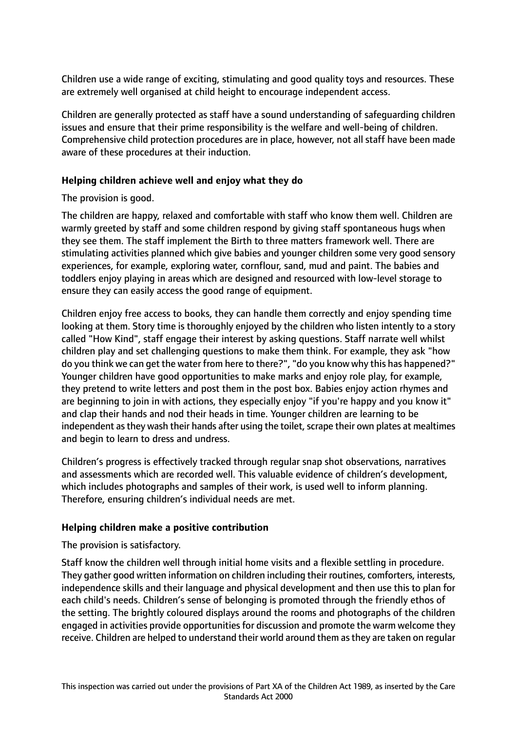Children use a wide range of exciting, stimulating and good quality toys and resources. These are extremely well organised at child height to encourage independent access.

Children are generally protected as staff have a sound understanding of safeguarding children issues and ensure that their prime responsibility is the welfare and well-being of children. Comprehensive child protection procedures are in place, however, not all staff have been made aware of these procedures at their induction.

### Helping children achieve well and enjoy what they do

The provision is good.

The children are happy, relaxed and comfortable with staff who know them well. Children are warmly greeted by staff and some children respond by giving staff spontaneous hugs when they see them. The staff implement the Birth to three matters framework well. There are stimulating activities planned which give babies and younger children some very good sensory experiences, for example, exploring water, cornflour, sand, mud and paint. The babies and toddlers enjoy playing in areas which are designed and resourced with low-level storage to ensure they can easily access the good range of equipment.

Children enjoy free access to books, they can handle them correctly and enjoy spending time looking at them. Story time is thoroughly enjoyed by the children who listen intently to a story called "How Kind", staff engage their interest by asking questions. Staff narrate well whilst children play and set challenging questions to make them think. For example, they ask "how do you think we can get the water from here to there?", "do you know why this has happened?" Younger children have good opportunities to make marks and enjoy role play, for example, they pretend to write letters and post them in the post box. Babies enjoy action rhymes and are beginning to join in with actions, they especially enjoy "if you're happy and you know it" and clap their hands and nod their heads in time. Younger children are learning to be independent as they wash their hands after using the toilet, scrape their own plates at mealtimes and begin to learn to dress and undress.

Children's progress is effectively tracked through regular snap shot observations, narratives and assessments which are recorded well. This valuable evidence of children's development, which includes photographs and samples of their work, is used well to inform planning. Therefore, ensuring children's individual needs are met.

### Helping children make a positive contribution

The provision is satisfactory.

Staff know the children well through initial home visits and a flexible settling in procedure. They gather good written information on children including their routines, comforters, interests, independence skills and their language and physical development and then use this to plan for each child's needs. Children's sense of belonging is promoted through the friendly ethos of the setting. The brightly coloured displays around the rooms and photographs of the children engaged in activities provide opportunities for discussion and promote the warm welcome they receive. Children are helped to understand their world around them as they are taken on regular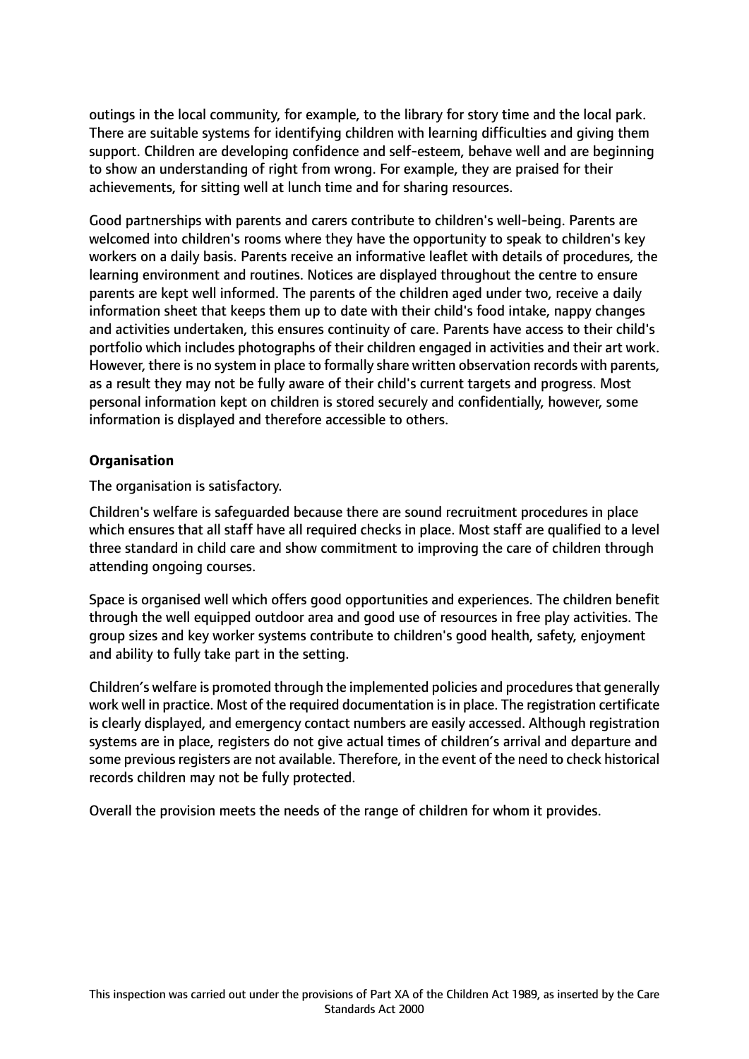outings in the local community, for example, to the library for story time and the local park. There are suitable systems for identifying children with learning difficulties and giving them support. Children are developing confidence and self-esteem, behave well and are beginning to show an understanding of right from wrong. For example, they are praised for their achievements, for sitting well at lunch time and for sharing resources.

Good partnerships with parents and carers contribute to children's well-being. Parents are welcomed into children's rooms where they have the opportunity to speak to children's key workers on a daily basis. Parents receive an informative leaflet with details of procedures, the learning environment and routines. Notices are displayed throughout the centre to ensure parents are kept well informed. The parents of the children aged under two, receive a daily information sheet that keeps them up to date with their child's food intake, nappy changes and activities undertaken, this ensures continuity of care. Parents have access to their child's portfolio which includes photographs of their children engaged in activities and their art work. However, there is no system in place to formally share written observation records with parents, as a result they may not be fully aware of their child's current targets and progress. Most personal information kept on children is stored securely and confidentially, however, some information is displayed and therefore accessible to others.

**Organisation**

The organisation is satisfactory.

Children's welfare is safeguarded because there are sound recruitment procedures in place which ensures that all staff have all required checks in place. Most staff are qualified to a level three standard in child care and show commitment to improving the care of children through attending ongoing courses.

Space is organised well which offers good opportunities and experiences. The children benefit through the well equipped outdoor area and good use of resources in free play activities. The group sizes and key worker systems contribute to children's good health, safety, enjoyment and ability to fully take part in the setting.

Children's welfare is promoted through the implemented policies and procedures that generally work well in practice. Most of the required documentation is in place. The registration certificate is clearly displayed, and emergency contact numbers are easily accessed. Although registration systems are in place, registers do not give actual times of children's arrival and departure and some previous registers are not available. Therefore, in the event of the need to check historical records children may not be fully protected.

Overall the provision meets the needs of the range of children for whom it provides.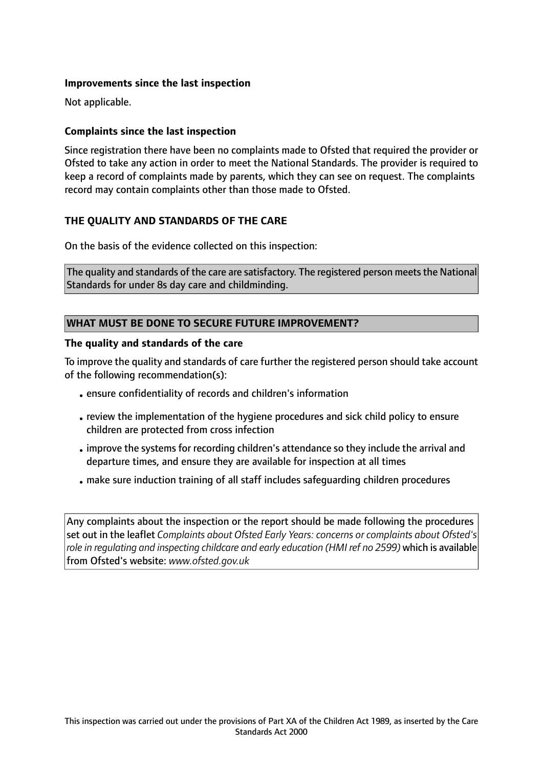**Improvements since the last inspection**

Not applicable.

**Complaints since the last inspection**

Since registration there have been no complaints made to Ofsted that required the provider or Ofsted to take any action in order to meet the National Standards. The provider is required to keep a record of complaints made by parents, which they can see on request. The complaints record may contain complaints other than those made to Ofsted.

## THE QUALITY AND STANDARDS OF THE CARE

On the basis of the evidence collected on this inspection:

The quality and standards of the care are satisfactory. The registered person meets the National Standards for under 8s day care and childminding.

## WHAT MUST BE DONE TO SECURE FUTURE IMPROVEMENT?

**The quality and standards of the care**

To improve the quality and standards of care further the registered person should take account of the following recommendation(s):

- ensure confidentiality of records and children's information
- review the implementation of the hygiene procedures and sick child policy to ensure children are protected from cross infection
- improve the systems for recording children's attendance so they include the arrival and departure times, and ensure they are available for inspection at all times
- make sure induction training of all staff includes safeguarding children procedures

Any complaints about the inspection or the report should be made following the procedures set out in the leaflet *Complaints about Ofsted Early Years: concerns or complaints about Ofsted's role in regulating and inspecting childcare and early education (HMI ref no 2599)* which is available from Ofsted's website: *www.ofsted.gov.uk*

This inspection was carried out under the provisions of Part XA of the Children Act 1989, as inserted by the Care Standards Act 2000